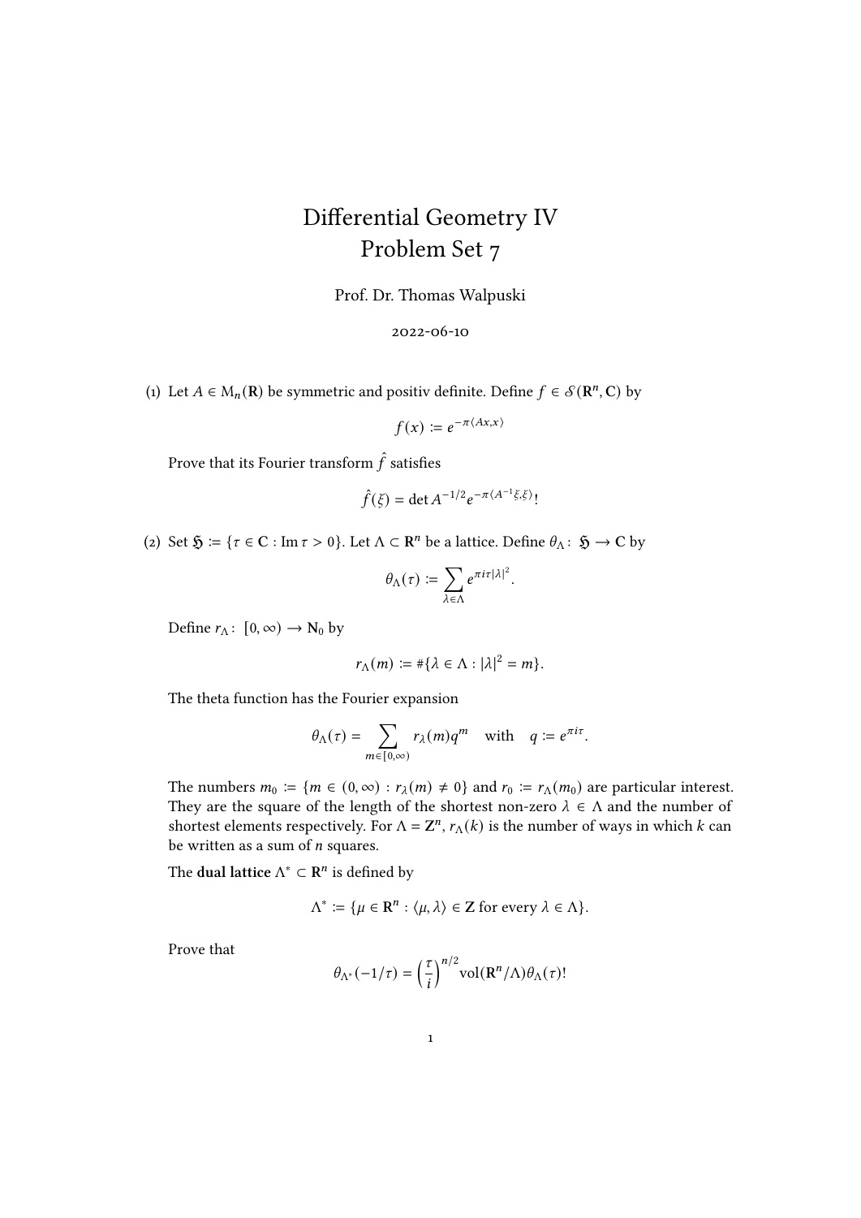# Differential Geometry IV
## Problem Set 7

Prof. Dr. Thomas Walpuski

2022-06-10

(1) Let $A \in \mathrm{M}_n(\mathbf{R})$ be symmetric and positiv definite. Define $f \in \mathscr{S}(\mathbf{R}^n, \mathbf{C})$ by

$$f(x) := e^{-\pi\langle Ax, x\rangle}$$

Prove that its Fourier transform $\hat{f}$ satisfies

$$\hat{f}(\xi) = \det A^{-1/2} e^{-\pi\langle A^{-1}\xi,\xi\rangle}!$$

(2) Set $\mathfrak{H} := \{\tau \in \mathbf{C} : \operatorname{Im} \tau > 0\}$. Let $\Lambda \subset \mathbf{R}^n$ be a lattice. Define $\theta_\Lambda \colon \mathfrak{H} \to \mathbf{C}$ by

$$\theta_\Lambda(\tau) := \sum_{\lambda \in \Lambda} e^{\pi i \tau |\lambda|^2}.$$

Define $r_\Lambda \colon [0, \infty) \to \mathbf{N}_0$ by

$$r_\Lambda(m) := \#\{\lambda \in \Lambda : |\lambda|^2 = m\}.$$

The theta function has the Fourier expansion

$$\theta_\Lambda(\tau) = \sum_{m \in [0,\infty)} r_\lambda(m) q^m \quad \text{with} \quad q := e^{\pi i \tau}.$$

The numbers $m_0 := \{m \in (0, \infty) : r_\lambda(m) \neq 0\}$ and $r_0 := r_\Lambda(m_0)$ are particular interest. They are the square of the length of the shortest non-zero $\lambda \in \Lambda$ and the number of shortest elements respectively. For $\Lambda = \mathbf{Z}^n$, $r_\Lambda(k)$ is the number of ways in which $k$ can be written as a sum of $n$ squares.

The **dual lattice** $\Lambda^* \subset \mathbf{R}^n$ is defined by

$$\Lambda^* := \{\mu \in \mathbf{R}^n : \langle \mu, \lambda\rangle \in \mathbf{Z} \text{ for every } \lambda \in \Lambda\}.$$

Prove that

$$\theta_{\Lambda^*}(-1/\tau) = \left(\frac{\tau}{i}\right)^{n/2} \operatorname{vol}(\mathbf{R}^n/\Lambda)\theta_\Lambda(\tau)!$$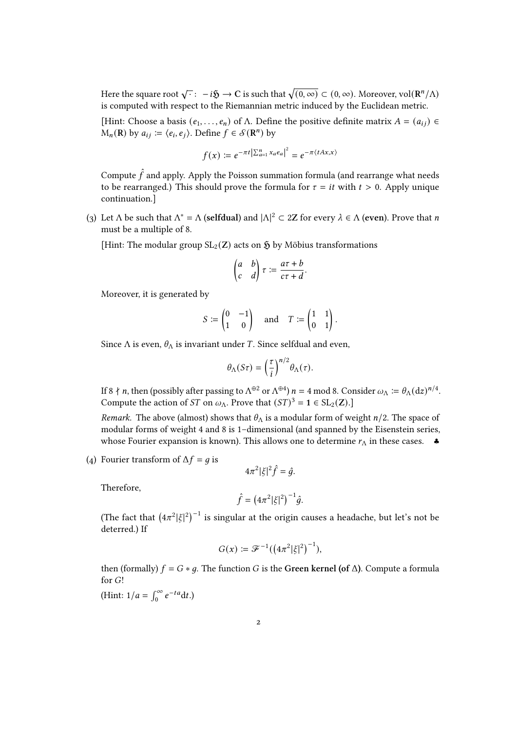Here the square root $\sqrt{\cdot}\colon -i\mathfrak{H} \to \mathbf{C}$ is such that $\sqrt{(0,\infty)} \subset (0,\infty)$. Moreover, $\mathrm{vol}(\mathbf{R}^n/\Lambda)$ is computed with respect to the Riemannian metric induced by the Euclidean metric.

[Hint: Choose a basis $(e_1,\dots,e_n)$ of $\Lambda$. Define the positive definite matrix $A = (a_{ij}) \in \mathrm{M}_n(\mathbf{R})$ by $a_{ij} := \langle e_i, e_j\rangle$. Define $f \in \mathscr{S}(\mathbf{R}^n)$ by

$$f(x) := e^{-\pi t \left|\sum_{a=1}^n x_a e_a\right|^2} = e^{-\pi\langle tAx, x\rangle}$$

Compute $\hat{f}$ and apply. Apply the Poisson summation formula (and rearrange what needs to be rearranged.) This should prove the formula for $\tau = it$ with $t > 0$. Apply unique continuation.]

(3) Let $\Lambda$ be such that $\Lambda^* = \Lambda$ (**selfdual**) and $|\Lambda|^2 \subset 2\mathbf{Z}$ for every $\lambda \in \Lambda$ (**even**). Prove that $n$ must be a multiple of 8.

[Hint: The modular group $\mathrm{SL}_2(\mathbf{Z})$ acts on $\mathfrak{H}$ by Möbius transformations

$$\begin{pmatrix} a & b \\ c & d \end{pmatrix}\tau := \frac{a\tau + b}{c\tau + d}.$$

Moreover, it is generated by

$$S := \begin{pmatrix} 0 & -1 \\ 1 & 0 \end{pmatrix} \quad \text{and} \quad T := \begin{pmatrix} 1 & 1 \\ 0 & 1 \end{pmatrix}.$$

Since $\Lambda$ is even, $\theta_\Lambda$ is invariant under $T$. Since selfdual and even,

$$\theta_\Lambda(S\tau) = \left(\frac{\tau}{i}\right)^{n/2}\theta_\Lambda(\tau).$$

If $8 \nmid n$, then (possibly after passing to $\Lambda^{\oplus 2}$ or $\Lambda^{\oplus 4}$) $n = 4 \bmod 8$. Consider $\omega_\Lambda := \theta_\Lambda(\mathrm{d}z)^{n/4}$. Compute the action of $ST$ on $\omega_\Lambda$. Prove that $(ST)^3 = \mathbf{1} \in \mathrm{SL}_2(\mathbf{Z})$.]

*Remark.* The above (almost) shows that $\theta_\Lambda$ is a modular form of weight $n/2$. The space of modular forms of weight 4 and 8 is 1-dimensional (and spanned by the Eisenstein series, whose Fourier expansion is known). This allows one to determine $r_\Lambda$ in these cases. ♣

(4) Fourier transform of $\Delta f = g$ is

$$4\pi^2|\xi|^2\hat{f} = \hat{g}.$$

Therefore,

$$\hat{f} = \left(4\pi^2|\xi|^2\right)^{-1}\hat{g}.$$

(The fact that $\left(4\pi^2|\xi|^2\right)^{-1}$ is singular at the origin causes a headache, but let's not be deterred.) If

$$G(x) := \mathscr{F}^{-1}\left(\left(4\pi^2|\xi|^2\right)^{-1}\right),$$

then (formally) $f = G * g$. The function $G$ is the **Green kernel (of $\Delta$)**. Compute a formula for $G$!

(Hint: $1/a = \int_0^\infty e^{-ta}\,\mathrm{d}t$.)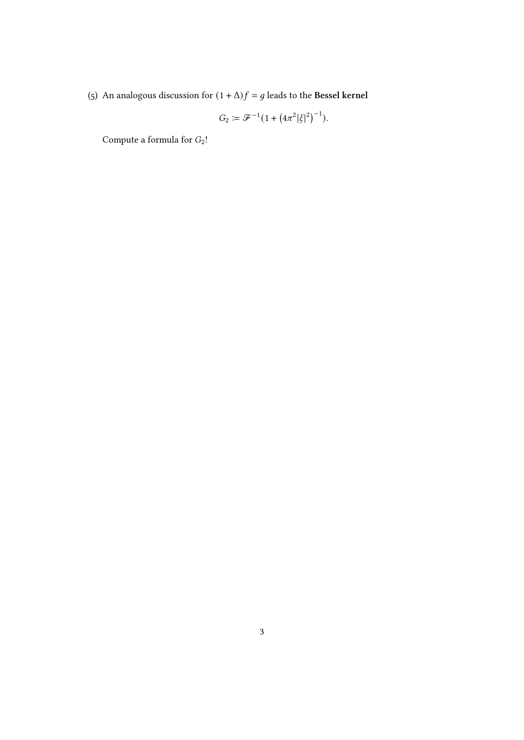(5) An analogous discussion for $(1 + \Delta)f = g$ leads to the **Bessel kernel**

$$G_2 := \mathscr{F}^{-1}\big(1 + \left(4\pi^2|\xi|^2\right)^{-1}\big).$$

Compute a formula for $G_2$!